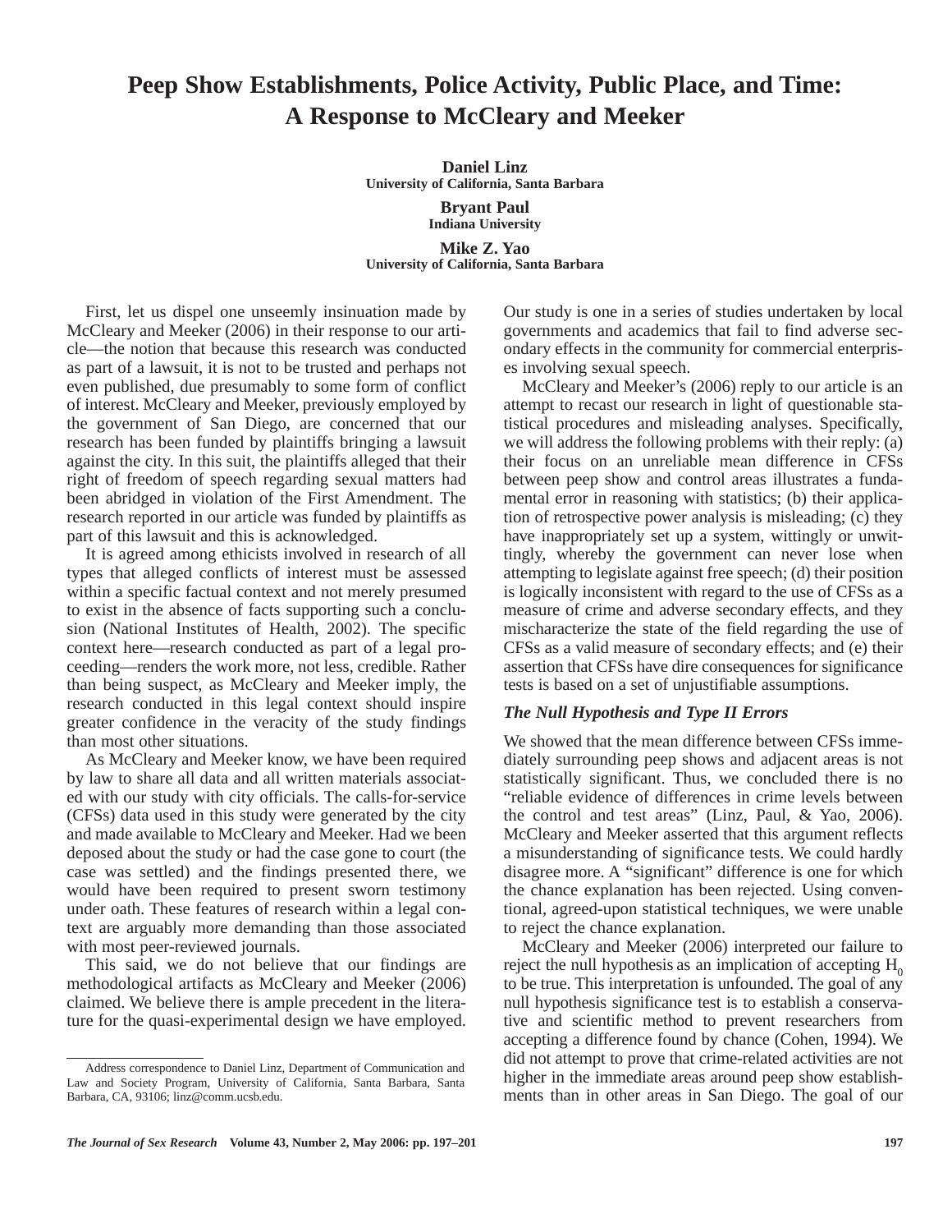# Peep Show Establishments, Police Activity, Public Place, and Time: A Response to McCleary and Meeker

**Daniel Linz**
**University of California, Santa Barbara**

**Bryant Paul**
**Indiana University**

**Mike Z. Yao**
**University of California, Santa Barbara**

First, let us dispel one unseemly insinuation made by McCleary and Meeker (2006) in their response to our article—the notion that because this research was conducted as part of a lawsuit, it is not to be trusted and perhaps not even published, due presumably to some form of conflict of interest. McCleary and Meeker, previously employed by the government of San Diego, are concerned that our research has been funded by plaintiffs bringing a lawsuit against the city. In this suit, the plaintiffs alleged that their right of freedom of speech regarding sexual matters had been abridged in violation of the First Amendment. The research reported in our article was funded by plaintiffs as part of this lawsuit and this is acknowledged.

It is agreed among ethicists involved in research of all types that alleged conflicts of interest must be assessed within a specific factual context and not merely presumed to exist in the absence of facts supporting such a conclusion (National Institutes of Health, 2002). The specific context here—research conducted as part of a legal proceeding—renders the work more, not less, credible. Rather than being suspect, as McCleary and Meeker imply, the research conducted in this legal context should inspire greater confidence in the veracity of the study findings than most other situations.

As McCleary and Meeker know, we have been required by law to share all data and all written materials associated with our study with city officials. The calls-for-service (CFSs) data used in this study were generated by the city and made available to McCleary and Meeker. Had we been deposed about the study or had the case gone to court (the case was settled) and the findings presented there, we would have been required to present sworn testimony under oath. These features of research within a legal context are arguably more demanding than those associated with most peer-reviewed journals.

This said, we do not believe that our findings are methodological artifacts as McCleary and Meeker (2006) claimed. We believe there is ample precedent in the literature for the quasi-experimental design we have employed. Our study is one in a series of studies undertaken by local governments and academics that fail to find adverse secondary effects in the community for commercial enterprises involving sexual speech.

McCleary and Meeker's (2006) reply to our article is an attempt to recast our research in light of questionable statistical procedures and misleading analyses. Specifically, we will address the following problems with their reply: (a) their focus on an unreliable mean difference in CFSs between peep show and control areas illustrates a fundamental error in reasoning with statistics; (b) their application of retrospective power analysis is misleading; (c) they have inappropriately set up a system, wittingly or unwittingly, whereby the government can never lose when attempting to legislate against free speech; (d) their position is logically inconsistent with regard to the use of CFSs as a measure of crime and adverse secondary effects, and they mischaracterize the state of the field regarding the use of CFSs as a valid measure of secondary effects; and (e) their assertion that CFSs have dire consequences for significance tests is based on a set of unjustifiable assumptions.

### *The Null Hypothesis and Type II Errors*

We showed that the mean difference between CFSs immediately surrounding peep shows and adjacent areas is not statistically significant. Thus, we concluded there is no "reliable evidence of differences in crime levels between the control and test areas" (Linz, Paul, & Yao, 2006). McCleary and Meeker asserted that this argument reflects a misunderstanding of significance tests. We could hardly disagree more. A "significant" difference is one for which the chance explanation has been rejected. Using conventional, agreed-upon statistical techniques, we were unable to reject the chance explanation.

McCleary and Meeker (2006) interpreted our failure to reject the null hypothesis as an implication of accepting $H_0$ to be true. This interpretation is unfounded. The goal of any null hypothesis significance test is to establish a conservative and scientific method to prevent researchers from accepting a difference found by chance (Cohen, 1994). We did not attempt to prove that crime-related activities are not higher in the immediate areas around peep show establishments than in other areas in San Diego. The goal of our

Address correspondence to Daniel Linz, Department of Communication and Law and Society Program, University of California, Santa Barbara, Santa Barbara, CA, 93106; linz@comm.ucsb.edu.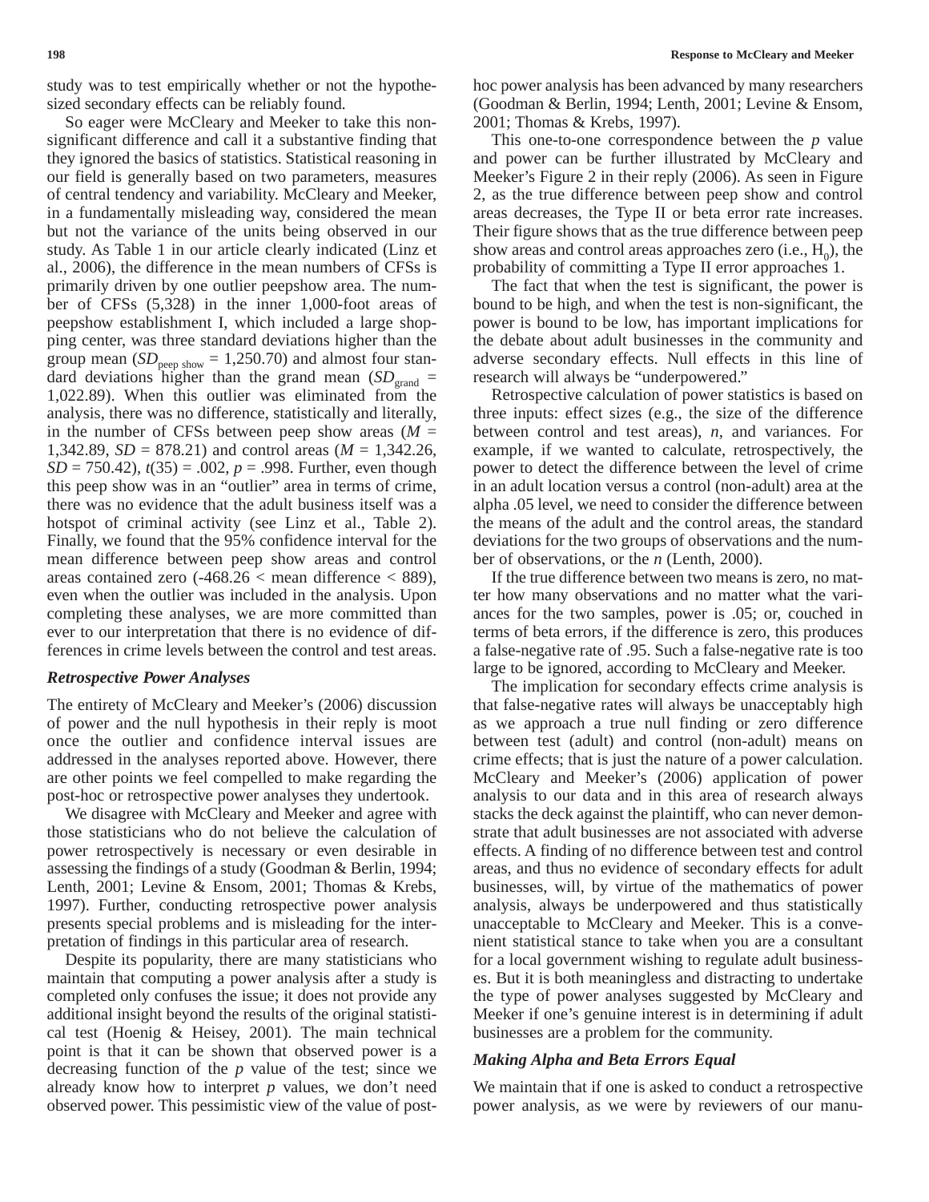study was to test empirically whether or not the hypothesized secondary effects can be reliably found.

So eager were McCleary and Meeker to take this nonsignificant difference and call it a substantive finding that they ignored the basics of statistics. Statistical reasoning in our field is generally based on two parameters, measures of central tendency and variability. McCleary and Meeker, in a fundamentally misleading way, considered the mean but not the variance of the units being observed in our study. As Table 1 in our article clearly indicated (Linz et al., 2006), the difference in the mean numbers of CFSs is primarily driven by one outlier peepshow area. The number of CFSs (5,328) in the inner 1,000-foot areas of peepshow establishment I, which included a large shopping center, was three standard deviations higher than the group mean ($SD_{\text{peep show}}$ = 1,250.70) and almost four standard deviations higher than the grand mean ($SD_{\text{grand}}$ = 1,022.89). When this outlier was eliminated from the analysis, there was no difference, statistically and literally, in the number of CFSs between peep show areas (*M* = 1,342.89, *SD* = 878.21) and control areas (*M* = 1,342.26, *SD* = 750.42), $t(35) = .002$, $p = .998$. Further, even though this peep show was in an "outlier" area in terms of crime, there was no evidence that the adult business itself was a hotspot of criminal activity (see Linz et al., Table 2). Finally, we found that the 95% confidence interval for the mean difference between peep show areas and control areas contained zero (-468.26 < mean difference < 889), even when the outlier was included in the analysis. Upon completing these analyses, we are more committed than ever to our interpretation that there is no evidence of differences in crime levels between the control and test areas.

### *Retrospective Power Analyses*

The entirety of McCleary and Meeker's (2006) discussion of power and the null hypothesis in their reply is moot once the outlier and confidence interval issues are addressed in the analyses reported above. However, there are other points we feel compelled to make regarding the post-hoc or retrospective power analyses they undertook.

We disagree with McCleary and Meeker and agree with those statisticians who do not believe the calculation of power retrospectively is necessary or even desirable in assessing the findings of a study (Goodman & Berlin, 1994; Lenth, 2001; Levine & Ensom, 2001; Thomas & Krebs, 1997). Further, conducting retrospective power analysis presents special problems and is misleading for the interpretation of findings in this particular area of research.

Despite its popularity, there are many statisticians who maintain that computing a power analysis after a study is completed only confuses the issue; it does not provide any additional insight beyond the results of the original statistical test (Hoenig & Heisey, 2001). The main technical point is that it can be shown that observed power is a decreasing function of the *p* value of the test; since we already know how to interpret *p* values, we don't need observed power. This pessimistic view of the value of post-hoc power analysis has been advanced by many researchers (Goodman & Berlin, 1994; Lenth, 2001; Levine & Ensom, 2001; Thomas & Krebs, 1997).

This one-to-one correspondence between the *p* value and power can be further illustrated by McCleary and Meeker's Figure 2 in their reply (2006). As seen in Figure 2, as the true difference between peep show and control areas decreases, the Type II or beta error rate increases. Their figure shows that as the true difference between peep show areas and control areas approaches zero (i.e., $H_0$), the probability of committing a Type II error approaches 1.

The fact that when the test is significant, the power is bound to be high, and when the test is non-significant, the power is bound to be low, has important implications for the debate about adult businesses in the community and adverse secondary effects. Null effects in this line of research will always be "underpowered."

Retrospective calculation of power statistics is based on three inputs: effect sizes (e.g., the size of the difference between control and test areas), *n*, and variances. For example, if we wanted to calculate, retrospectively, the power to detect the difference between the level of crime in an adult location versus a control (non-adult) area at the alpha .05 level, we need to consider the difference between the means of the adult and the control areas, the standard deviations for the two groups of observations and the number of observations, or the *n* (Lenth, 2000).

If the true difference between two means is zero, no matter how many observations and no matter what the variances for the two samples, power is .05; or, couched in terms of beta errors, if the difference is zero, this produces a false-negative rate of .95. Such a false-negative rate is too large to be ignored, according to McCleary and Meeker.

The implication for secondary effects crime analysis is that false-negative rates will always be unacceptably high as we approach a true null finding or zero difference between test (adult) and control (non-adult) means on crime effects; that is just the nature of a power calculation. McCleary and Meeker's (2006) application of power analysis to our data and in this area of research always stacks the deck against the plaintiff, who can never demonstrate that adult businesses are not associated with adverse effects. A finding of no difference between test and control areas, and thus no evidence of secondary effects for adult businesses, will, by virtue of the mathematics of power analysis, always be underpowered and thus statistically unacceptable to McCleary and Meeker. This is a convenient statistical stance to take when you are a consultant for a local government wishing to regulate adult businesses. But it is both meaningless and distracting to undertake the type of power analyses suggested by McCleary and Meeker if one's genuine interest is in determining if adult businesses are a problem for the community.

### *Making Alpha and Beta Errors Equal*

We maintain that if one is asked to conduct a retrospective power analysis, as we were by reviewers of our manu-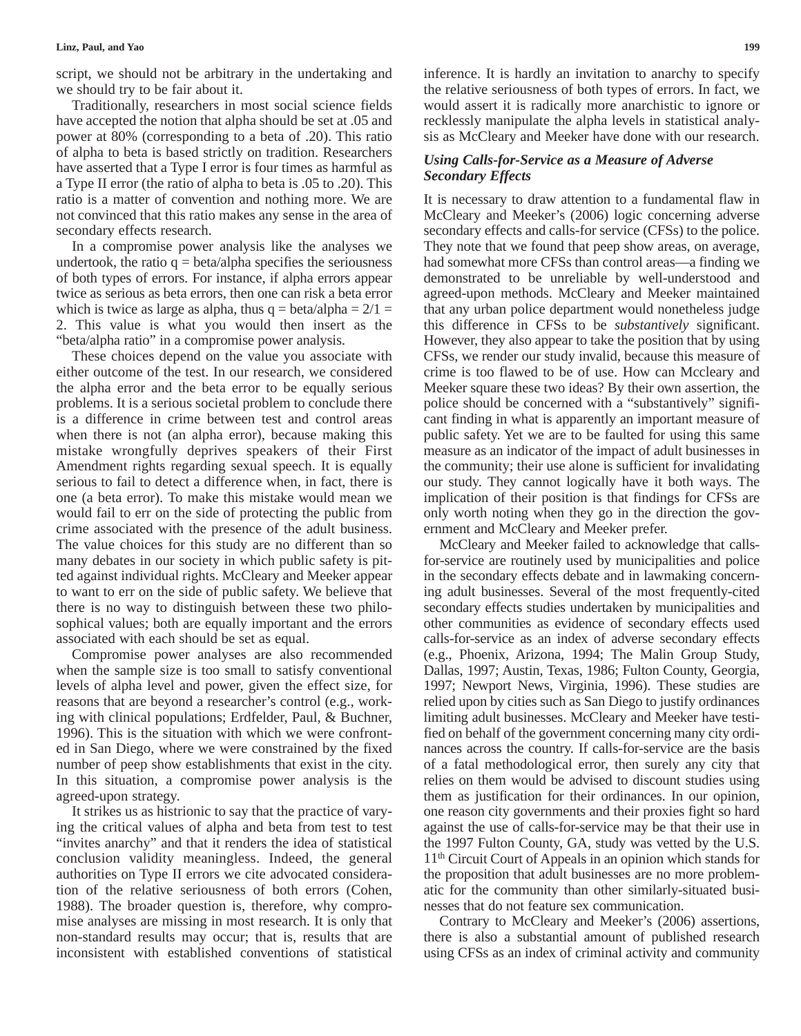script, we should not be arbitrary in the undertaking and we should try to be fair about it.

Traditionally, researchers in most social science fields have accepted the notion that alpha should be set at .05 and power at 80% (corresponding to a beta of .20). This ratio of alpha to beta is based strictly on tradition. Researchers have asserted that a Type I error is four times as harmful as a Type II error (the ratio of alpha to beta is .05 to .20). This ratio is a matter of convention and nothing more. We are not convinced that this ratio makes any sense in the area of secondary effects research.

In a compromise power analysis like the analyses we undertook, the ratio q = beta/alpha specifies the seriousness of both types of errors. For instance, if alpha errors appear twice as serious as beta errors, then one can risk a beta error which is twice as large as alpha, thus q = beta/alpha = 2/1 = 2. This value is what you would then insert as the "beta/alpha ratio" in a compromise power analysis.

These choices depend on the value you associate with either outcome of the test. In our research, we considered the alpha error and the beta error to be equally serious problems. It is a serious societal problem to conclude there is a difference in crime between test and control areas when there is not (an alpha error), because making this mistake wrongfully deprives speakers of their First Amendment rights regarding sexual speech. It is equally serious to fail to detect a difference when, in fact, there is one (a beta error). To make this mistake would mean we would fail to err on the side of protecting the public from crime associated with the presence of the adult business. The value choices for this study are no different than so many debates in our society in which public safety is pitted against individual rights. McCleary and Meeker appear to want to err on the side of public safety. We believe that there is no way to distinguish between these two philosophical values; both are equally important and the errors associated with each should be set as equal.

Compromise power analyses are also recommended when the sample size is too small to satisfy conventional levels of alpha level and power, given the effect size, for reasons that are beyond a researcher's control (e.g., working with clinical populations; Erdfelder, Paul, & Buchner, 1996). This is the situation with which we were confronted in San Diego, where we were constrained by the fixed number of peep show establishments that exist in the city. In this situation, a compromise power analysis is the agreed-upon strategy.

It strikes us as histrionic to say that the practice of varying the critical values of alpha and beta from test to test "invites anarchy" and that it renders the idea of statistical conclusion validity meaningless. Indeed, the general authorities on Type II errors we cite advocated consideration of the relative seriousness of both errors (Cohen, 1988). The broader question is, therefore, why compromise analyses are missing in most research. It is only that non-standard results may occur; that is, results that are inconsistent with established conventions of statistical inference. It is hardly an invitation to anarchy to specify the relative seriousness of both types of errors. In fact, we would assert it is radically more anarchistic to ignore or recklessly manipulate the alpha levels in statistical analysis as McCleary and Meeker have done with our research.

### *Using Calls-for-Service as a Measure of Adverse Secondary Effects*

It is necessary to draw attention to a fundamental flaw in McCleary and Meeker's (2006) logic concerning adverse secondary effects and calls-for service (CFSs) to the police. They note that we found that peep show areas, on average, had somewhat more CFSs than control areas—a finding we demonstrated to be unreliable by well-understood and agreed-upon methods. McCleary and Meeker maintained that any urban police department would nonetheless judge this difference in CFSs to be *substantively* significant. However, they also appear to take the position that by using CFSs, we render our study invalid, because this measure of crime is too flawed to be of use. How can Mccleary and Meeker square these two ideas? By their own assertion, the police should be concerned with a "substantively" significant finding in what is apparently an important measure of public safety. Yet we are to be faulted for using this same measure as an indicator of the impact of adult businesses in the community; their use alone is sufficient for invalidating our study. They cannot logically have it both ways. The implication of their position is that findings for CFSs are only worth noting when they go in the direction the government and McCleary and Meeker prefer.

McCleary and Meeker failed to acknowledge that calls-for-service are routinely used by municipalities and police in the secondary effects debate and in lawmaking concerning adult businesses. Several of the most frequently-cited secondary effects studies undertaken by municipalities and other communities as evidence of secondary effects used calls-for-service as an index of adverse secondary effects (e.g., Phoenix, Arizona, 1994; The Malin Group Study, Dallas, 1997; Austin, Texas, 1986; Fulton County, Georgia, 1997; Newport News, Virginia, 1996). These studies are relied upon by cities such as San Diego to justify ordinances limiting adult businesses. McCleary and Meeker have testified on behalf of the government concerning many city ordinances across the country. If calls-for-service are the basis of a fatal methodological error, then surely any city that relies on them would be advised to discount studies using them as justification for their ordinances. In our opinion, one reason city governments and their proxies fight so hard against the use of calls-for-service may be that their use in the 1997 Fulton County, GA, study was vetted by the U.S. 11th Circuit Court of Appeals in an opinion which stands for the proposition that adult businesses are no more problematic for the community than other similarly-situated businesses that do not feature sex communication.

Contrary to McCleary and Meeker's (2006) assertions, there is also a substantial amount of published research using CFSs as an index of criminal activity and community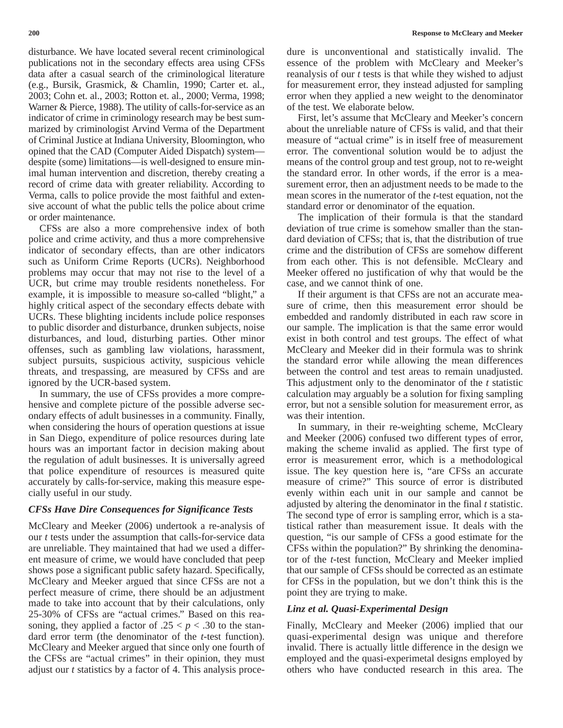disturbance. We have located several recent criminological publications not in the secondary effects area using CFSs data after a casual search of the criminological literature (e.g., Bursik, Grasmick, & Chamlin, 1990; Carter et. al., 2003; Cohn et. al., 2003; Rotton et. al., 2000; Verma, 1998; Warner & Pierce, 1988). The utility of calls-for-service as an indicator of crime in criminology research may be best summarized by criminologist Arvind Verma of the Department of Criminal Justice at Indiana University, Bloomington, who opined that the CAD (Computer Aided Dispatch) system—despite (some) limitations—is well-designed to ensure minimal human intervention and discretion, thereby creating a record of crime data with greater reliability. According to Verma, calls to police provide the most faithful and extensive account of what the public tells the police about crime or order maintenance.

CFSs are also a more comprehensive index of both police and crime activity, and thus a more comprehensive indicator of secondary effects, than are other indicators such as Uniform Crime Reports (UCRs). Neighborhood problems may occur that may not rise to the level of a UCR, but crime may trouble residents nonetheless. For example, it is impossible to measure so-called "blight," a highly critical aspect of the secondary effects debate with UCRs. These blighting incidents include police responses to public disorder and disturbance, drunken subjects, noise disturbances, and loud, disturbing parties. Other minor offenses, such as gambling law violations, harassment, subject pursuits, suspicious activity, suspicious vehicle threats, and trespassing, are measured by CFSs and are ignored by the UCR-based system.

In summary, the use of CFSs provides a more comprehensive and complete picture of the possible adverse secondary effects of adult businesses in a community. Finally, when considering the hours of operation questions at issue in San Diego, expenditure of police resources during late hours was an important factor in decision making about the regulation of adult businesses. It is universally agreed that police expenditure of resources is measured quite accurately by calls-for-service, making this measure especially useful in our study.

### *CFSs Have Dire Consequences for Significance Tests*

McCleary and Meeker (2006) undertook a re-analysis of our *t* tests under the assumption that calls-for-service data are unreliable. They maintained that had we used a different measure of crime, we would have concluded that peep shows pose a significant public safety hazard. Specifically, McCleary and Meeker argued that since CFSs are not a perfect measure of crime, there should be an adjustment made to take into account that by their calculations, only 25-30% of CFSs are "actual crimes." Based on this reasoning, they applied a factor of $.25 < p < .30$ to the standard error term (the denominator of the *t*-test function). McCleary and Meeker argued that since only one fourth of the CFSs are "actual crimes" in their opinion, they must adjust our *t* statistics by a factor of 4. This analysis procedure is unconventional and statistically invalid. The essence of the problem with McCleary and Meeker's reanalysis of our *t* tests is that while they wished to adjust for measurement error, they instead adjusted for sampling error when they applied a new weight to the denominator of the test. We elaborate below.

First, let's assume that McCleary and Meeker's concern about the unreliable nature of CFSs is valid, and that their measure of "actual crime" is in itself free of measurement error. The conventional solution would be to adjust the means of the control group and test group, not to re-weight the standard error. In other words, if the error is a measurement error, then an adjustment needs to be made to the mean scores in the numerator of the *t*-test equation, not the standard error or denominator of the equation.

The implication of their formula is that the standard deviation of true crime is somehow smaller than the standard deviation of CFSs; that is, that the distribution of true crime and the distribution of CFSs are somehow different from each other. This is not defensible. McCleary and Meeker offered no justification of why that would be the case, and we cannot think of one.

If their argument is that CFSs are not an accurate measure of crime, then this measurement error should be embedded and randomly distributed in each raw score in our sample. The implication is that the same error would exist in both control and test groups. The effect of what McCleary and Meeker did in their formula was to shrink the standard error while allowing the mean differences between the control and test areas to remain unadjusted. This adjustment only to the denominator of the *t* statistic calculation may arguably be a solution for fixing sampling error, but not a sensible solution for measurement error, as was their intention.

In summary, in their re-weighting scheme, McCleary and Meeker (2006) confused two different types of error, making the scheme invalid as applied. The first type of error is measurement error, which is a methodological issue. The key question here is, "are CFSs an accurate measure of crime?" This source of error is distributed evenly within each unit in our sample and cannot be adjusted by altering the denominator in the final *t* statistic. The second type of error is sampling error, which is a statistical rather than measurement issue. It deals with the question, "is our sample of CFSs a good estimate for the CFSs within the population?" By shrinking the denominator of the *t*-test function, McCleary and Meeker implied that our sample of CFSs should be corrected as an estimate for CFSs in the population, but we don't think this is the point they are trying to make.

### *Linz et al. Quasi-Experimental Design*

Finally, McCleary and Meeker (2006) implied that our quasi-experimental design was unique and therefore invalid. There is actually little difference in the design we employed and the quasi-experimetal designs employed by others who have conducted research in this area. The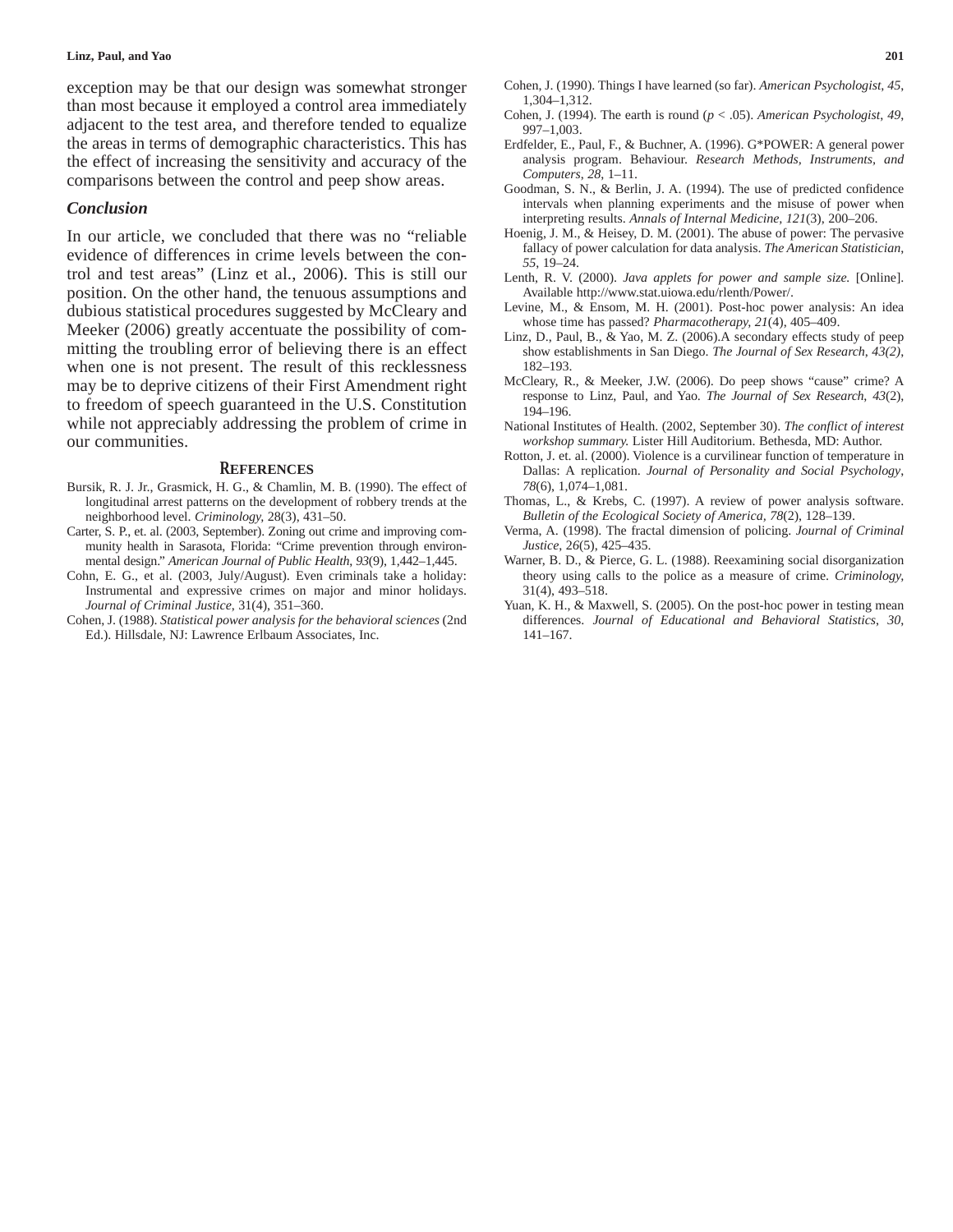exception may be that our design was somewhat stronger than most because it employed a control area immediately adjacent to the test area, and therefore tended to equalize the areas in terms of demographic characteristics. This has the effect of increasing the sensitivity and accuracy of the comparisons between the control and peep show areas.

### *Conclusion*

In our article, we concluded that there was no "reliable evidence of differences in crime levels between the control and test areas" (Linz et al., 2006). This is still our position. On the other hand, the tenuous assumptions and dubious statistical procedures suggested by McCleary and Meeker (2006) greatly accentuate the possibility of committing the troubling error of believing there is an effect when one is not present. The result of this recklessness may be to deprive citizens of their First Amendment right to freedom of speech guaranteed in the U.S. Constitution while not appreciably addressing the problem of crime in our communities.

## References

Bursik, R. J. Jr., Grasmick, H. G., & Chamlin, M. B. (1990). The effect of longitudinal arrest patterns on the development of robbery trends at the neighborhood level. *Criminology*, 28(3), 431–50.

Carter, S. P., et. al. (2003, September). Zoning out crime and improving community health in Sarasota, Florida: "Crime prevention through environmental design." *American Journal of Public Health*, *93*(9), 1,442–1,445.

Cohn, E. G., et al. (2003, July/August). Even criminals take a holiday: Instrumental and expressive crimes on major and minor holidays. *Journal of Criminal Justice*, 31(4), 351–360.

Cohen, J. (1988). *Statistical power analysis for the behavioral sciences* (2nd Ed.). Hillsdale, NJ: Lawrence Erlbaum Associates, Inc.

Cohen, J. (1990). Things I have learned (so far). *American Psychologist*, *45*, 1,304–1,312.

Cohen, J. (1994). The earth is round ($p < .05$). *American Psychologist*, *49*, 997–1,003.

Erdfelder, E., Paul, F., & Buchner, A. (1996). G*POWER: A general power analysis program. Behaviour. *Research Methods, Instruments, and Computers*, *28*, 1–11.

Goodman, S. N., & Berlin, J. A. (1994). The use of predicted confidence intervals when planning experiments and the misuse of power when interpreting results. *Annals of Internal Medicine, 121*(3), 200–206.

Hoenig, J. M., & Heisey, D. M. (2001). The abuse of power: The pervasive fallacy of power calculation for data analysis. *The American Statistician*, *55*, 19–24.

Lenth, R. V. (2000). *Java applets for power and sample size.* [Online]. Available http://www.stat.uiowa.edu/rlenth/Power/.

Levine, M., & Ensom, M. H. (2001). Post-hoc power analysis: An idea whose time has passed? *Pharmacotherapy, 21*(4), 405–409.

Linz, D., Paul, B., & Yao, M. Z. (2006).A secondary effects study of peep show establishments in San Diego. *The Journal of Sex Research, 43(2)*, 182–193.

McCleary, R., & Meeker, J.W. (2006). Do peep shows "cause" crime? A response to Linz, Paul, and Yao. *The Journal of Sex Research*, *43*(2), 194–196.

National Institutes of Health. (2002, September 30). *The conflict of interest workshop summary.* Lister Hill Auditorium. Bethesda, MD: Author.

Rotton, J. et. al. (2000). Violence is a curvilinear function of temperature in Dallas: A replication. *Journal of Personality and Social Psychology*, *78*(6), 1,074–1,081.

Thomas, L., & Krebs, C. (1997). A review of power analysis software. *Bulletin of the Ecological Society of America, 78*(2), 128–139.

Verma, A. (1998). The fractal dimension of policing. *Journal of Criminal Justice*, 2*6*(5), 425–435.

Warner, B. D., & Pierce, G. L. (1988). Reexamining social disorganization theory using calls to the police as a measure of crime. *Criminology,* 31(4), 493–518.

Yuan, K. H., & Maxwell, S. (2005). On the post-hoc power in testing mean differences. *Journal of Educational and Behavioral Statistics*, *30*, 141–167.